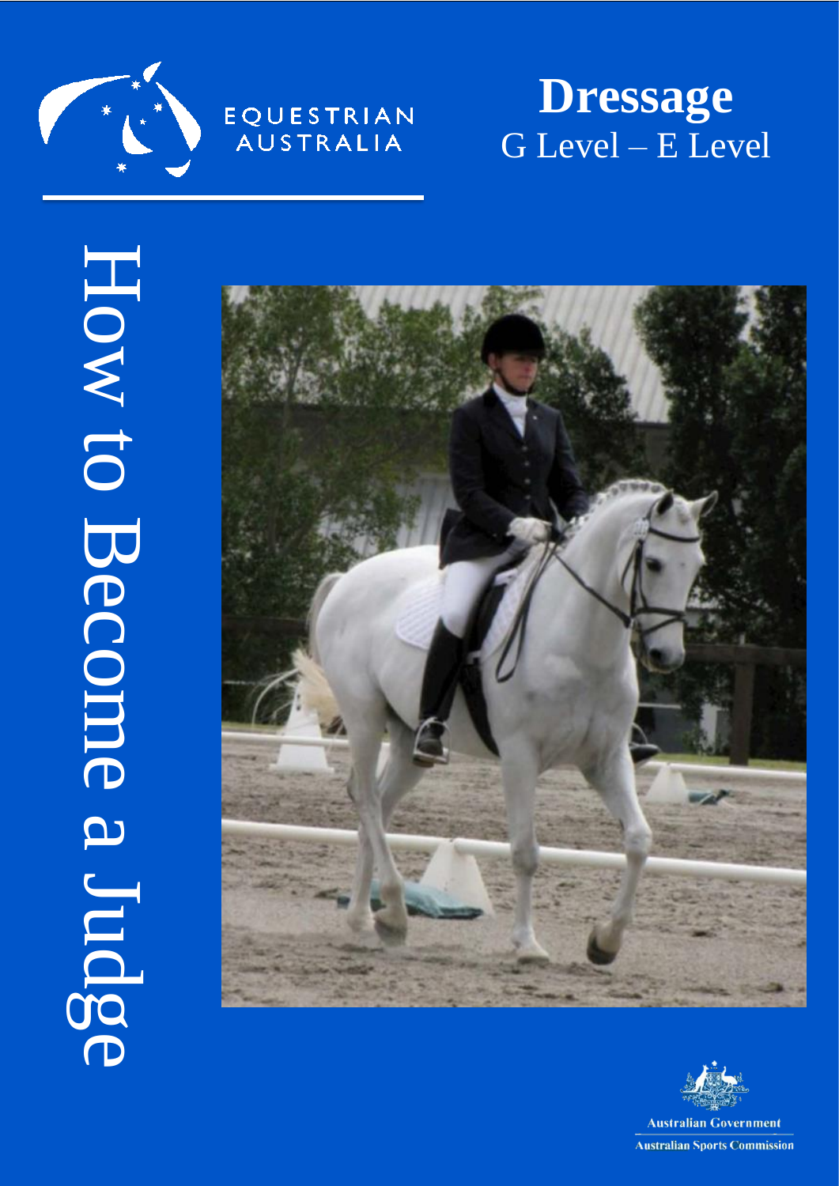EQUESTRIAN AUSTRALIA

# Dressage

## G Level – E Level

# How to Become a Judge

Australian Government

Australian Sports Commission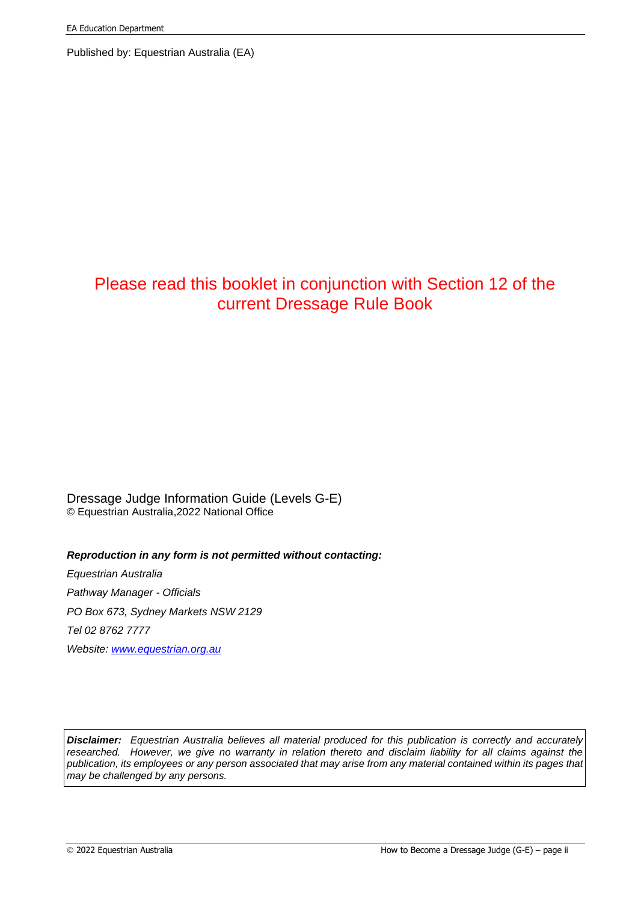Published by: Equestrian Australia (EA)

Please read this booklet in conjunction with Section 12 of the current Dressage Rule Book

Dressage Judge Information Guide (Levels G-E)
© Equestrian Australia,2022 National Office

***Reproduction in any form is not permitted without contacting:***

*Equestrian Australia*

*Pathway Manager - Officials*

*PO Box 673, Sydney Markets NSW 2129*

*Tel 02 8762 7777*

*Website: [www.equestrian.org.au](http://www.equestrian.org.au)*

***Disclaimer:*** *Equestrian Australia believes all material produced for this publication is correctly and accurately researched. However, we give no warranty in relation thereto and disclaim liability for all claims against the publication, its employees or any person associated that may arise from any material contained within its pages that may be challenged by any persons.*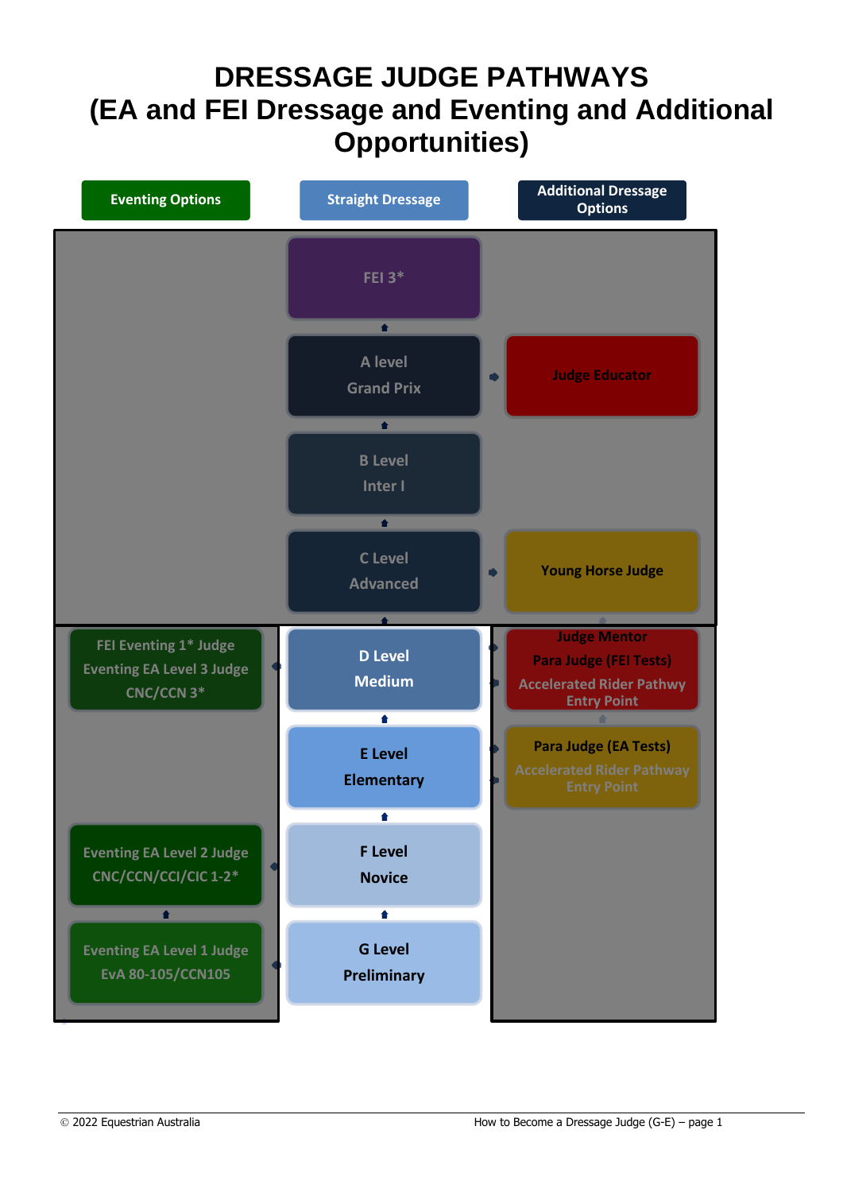# DRESSAGE JUDGE PATHWAYS
# (EA and FEI Dressage and Eventing and Additional Opportunities)

| Eventing Options | Straight Dressage | Additional Dressage Options |
| --- | --- | --- |
| | FEI 3* | |
| | A level Grand Prix | Judge Educator |
| | B Level Inter I | |
| | C Level Advanced | Young Horse Judge |
| FEI Eventing 1* Judge<br>Eventing EA Level 3 Judge<br>CNC/CCN 3* | D Level Medium | Judge Mentor<br>Para Judge (FEI Tests)<br>Accelerated Rider Pathwy Entry Point |
| | E Level Elementary | Para Judge (EA Tests)<br>Accelerated Rider Pathway Entry Point |
| Eventing EA Level 2 Judge<br>CNC/CCN/CCI/CIC 1-2* | F Level Novice | |
| Eventing EA Level 1 Judge<br>EvA 80-105/CCN105 | G Level Preliminary | |

© 2022 Equestrian Australia

How to Become a Dressage Judge (G-E)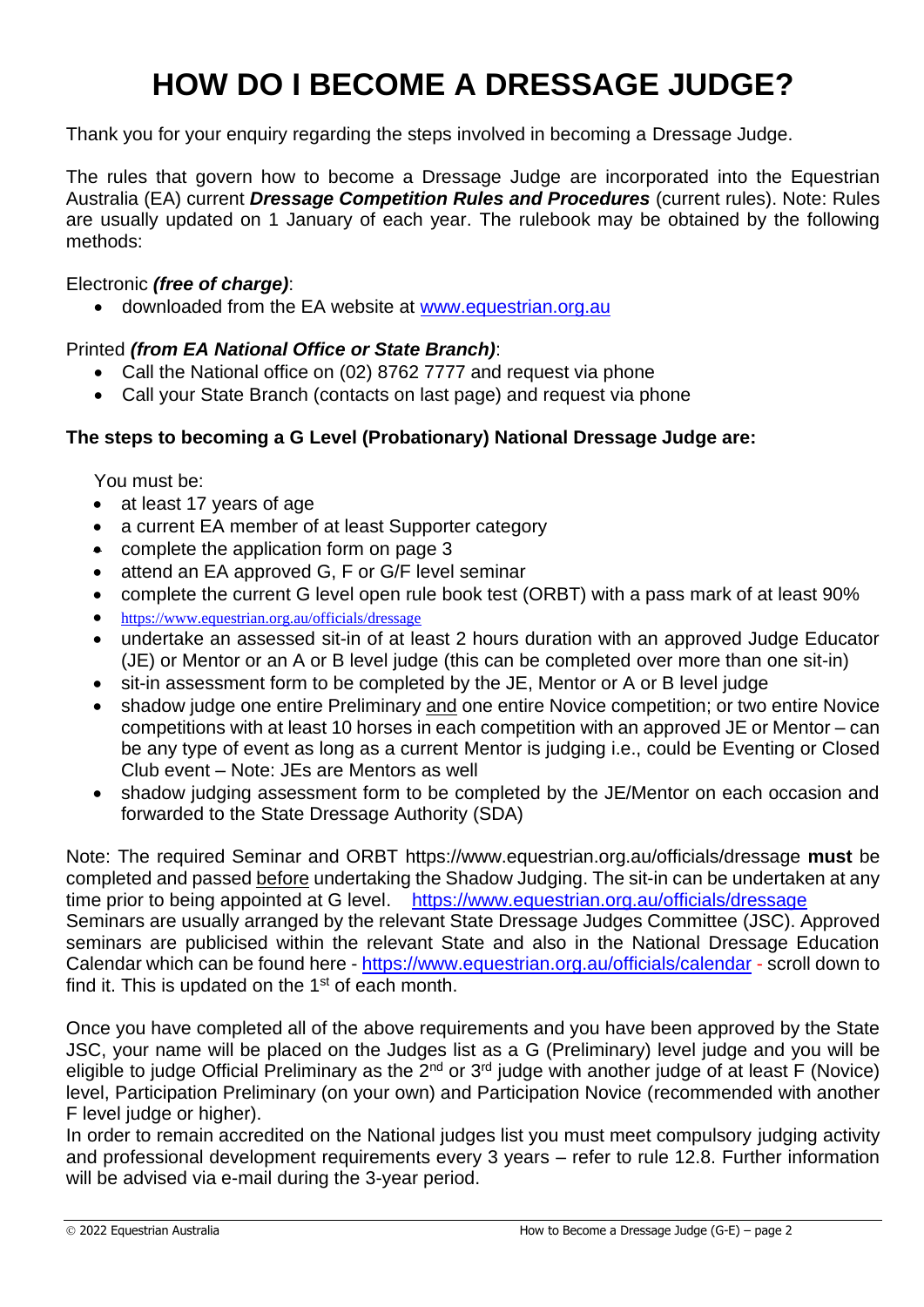# HOW DO I BECOME A DRESSAGE JUDGE?

Thank you for your enquiry regarding the steps involved in becoming a Dressage Judge.

The rules that govern how to become a Dressage Judge are incorporated into the Equestrian Australia (EA) current ***Dressage Competition Rules and Procedures*** (current rules). Note: Rules are usually updated on 1 January of each year. The rulebook may be obtained by the following methods:

Electronic ***(free of charge)***:

- downloaded from the EA website at www.equestrian.org.au

Printed ***(from EA National Office or State Branch)***:

- Call the National office on (02) 8762 7777 and request via phone
- Call your State Branch (contacts on last page) and request via phone

**The steps to becoming a G Level (Probationary) National Dressage Judge are:**

You must be:

- at least 17 years of age
- a current EA member of at least Supporter category
- complete the application form on page 3
- attend an EA approved G, F or G/F level seminar
- complete the current G level open rule book test (ORBT) with a pass mark of at least 90%
- https://www.equestrian.org.au/officials/dressage
- undertake an assessed sit-in of at least 2 hours duration with an approved Judge Educator (JE) or Mentor or an A or B level judge (this can be completed over more than one sit-in)
- sit-in assessment form to be completed by the JE, Mentor or A or B level judge
- shadow judge one entire Preliminary and one entire Novice competition; or two entire Novice competitions with at least 10 horses in each competition with an approved JE or Mentor – can be any type of event as long as a current Mentor is judging i.e., could be Eventing or Closed Club event – Note: JEs are Mentors as well
- shadow judging assessment form to be completed by the JE/Mentor on each occasion and forwarded to the State Dressage Authority (SDA)

Note: The required Seminar and ORBT https://www.equestrian.org.au/officials/dressage **must** be completed and passed before undertaking the Shadow Judging. The sit-in can be undertaken at any time prior to being appointed at G level. https://www.equestrian.org.au/officials/dressage
Seminars are usually arranged by the relevant State Dressage Judges Committee (JSC). Approved seminars are publicised within the relevant State and also in the National Dressage Education Calendar which can be found here - https://www.equestrian.org.au/officials/calendar - scroll down to find it. This is updated on the 1st of each month.

Once you have completed all of the above requirements and you have been approved by the State JSC, your name will be placed on the Judges list as a G (Preliminary) level judge and you will be eligible to judge Official Preliminary as the 2nd or 3rd judge with another judge of at least F (Novice) level, Participation Preliminary (on your own) and Participation Novice (recommended with another F level judge or higher).
In order to remain accredited on the National judges list you must meet compulsory judging activity and professional development requirements every 3 years – refer to rule 12.8. Further information will be advised via e-mail during the 3-year period.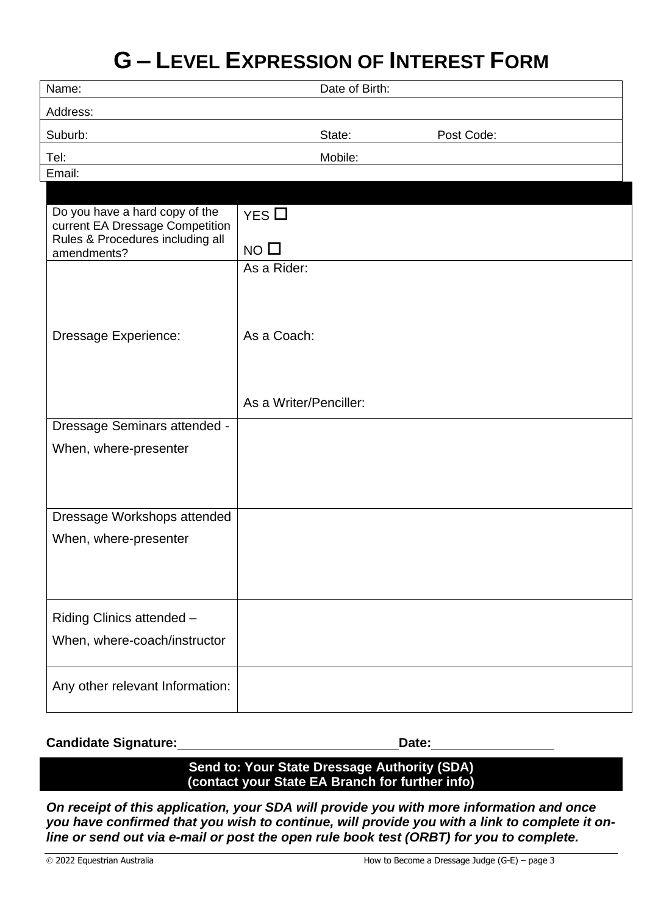# G – Level Expression of Interest Form

| | |
|---|---|
| Name: | Date of Birth: |
| Address: | |
| Suburb: | State: Post Code: |
| Tel: | Mobile: |
| Email: | |

| | |
|---|---|
| Do you have a hard copy of the current EA Dressage Competition Rules & Procedures including all amendments? | YES ☐<br><br>NO ☐ |
| Dressage Experience: | As a Rider:<br><br>As a Coach:<br><br>As a Writer/Penciller: |
| Dressage Seminars attended - When, where-presenter | |
| Dressage Workshops attended When, where-presenter | |
| Riding Clinics attended – When, where-coach/instructor | |
| Any other relevant Information: | |

**Candidate Signature:**\_\_\_\_\_\_\_\_\_\_\_\_\_\_\_\_\_\_\_\_\_\_\_\_\_\_\_\_\_\_ **Date:**\_\_\_\_\_\_\_\_\_\_\_\_\_\_\_\_

**Send to: Your State Dressage Authority (SDA)**
**(contact your State EA Branch for further info)**

***On receipt of this application, your SDA will provide you with more information and once you have confirmed that you wish to continue, will provide you with a link to complete it on-line or send out via e-mail or post the open rule book test (ORBT) for you to complete.***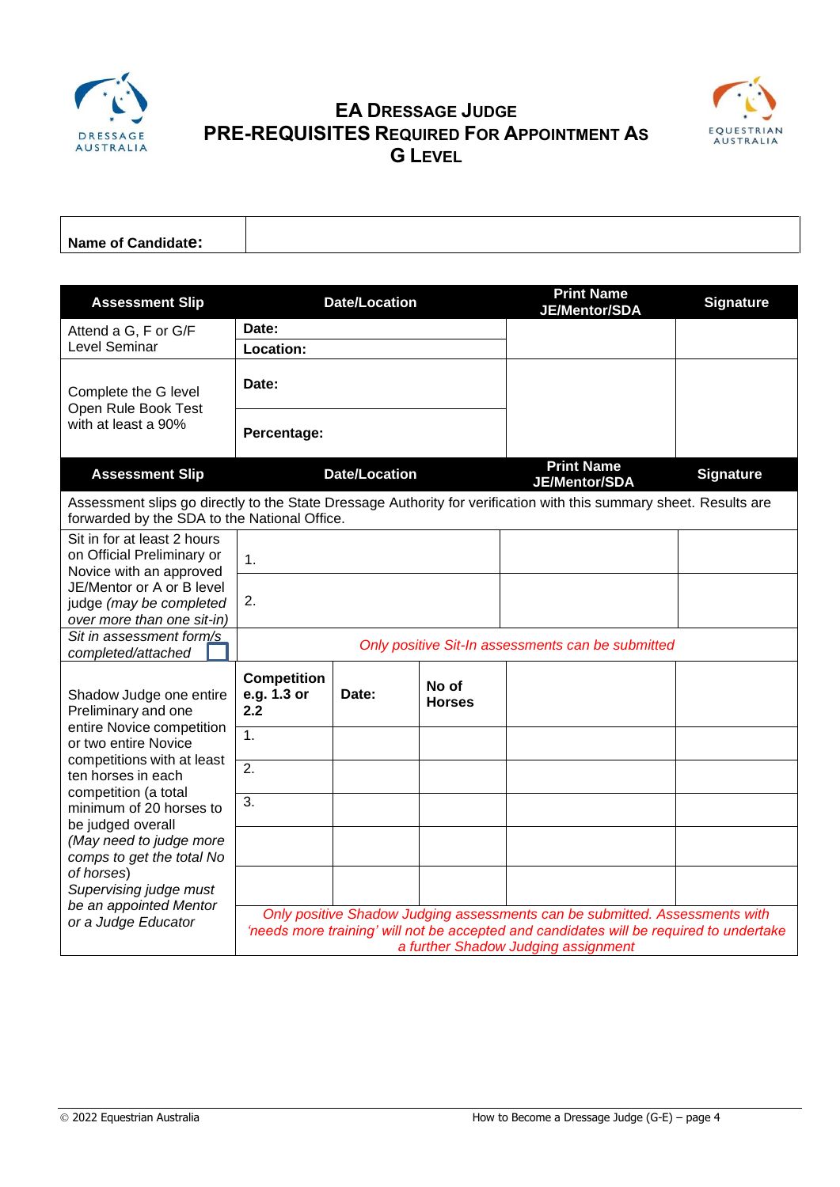# EA Dressage Judge
# PRE-REQUISITES Required For Appointment As G Level

| Name of Candidate: | |
|---|---|

| Assessment Slip | Date/Location | Print Name JE/Mentor/SDA | Signature |
|---|---|---|---|
| Attend a G, F or G/F Level Seminar | **Date:** <br> **Location:** | | |
| Complete the G level Open Rule Book Test with at least a 90% | **Date:** <br> **Percentage:** | | |

| Assessment Slip | Date/Location | | | Print Name JE/Mentor/SDA | Signature |
|---|---|---|---|---|---|
| Assessment slips go directly to the State Dressage Authority for verification with this summary sheet. Results are forwarded by the SDA to the National Office. | | | | | |
| Sit in for at least 2 hours on Official Preliminary or Novice with an approved JE/Mentor or A or B level judge *(may be completed over more than one sit-in)* | 1. | | | | |
| | 2. | | | | |
| *Sit in assessment form/s completed/attached* ☐ | *Only positive Sit-In assessments can be submitted* | | | | |
| Shadow Judge one entire Preliminary and one entire Novice competition or two entire Novice competitions with at least ten horses in each competition (a total minimum of 20 horses to be judged overall *(May need to judge more comps to get the total No of horses)* *Supervising judge must be an appointed Mentor or a Judge Educator* | **Competition e.g. 1.3 or 2.2** | **Date:** | **No of Horses** | | |
| | 1. | | | | |
| | 2. | | | | |
| | 3. | | | | |
| | | | | | |
| | | | | | |
| | *Only positive Shadow Judging assessments can be submitted. Assessments with 'needs more training' will not be accepted and candidates will be required to undertake a further Shadow Judging assignment* | | | | |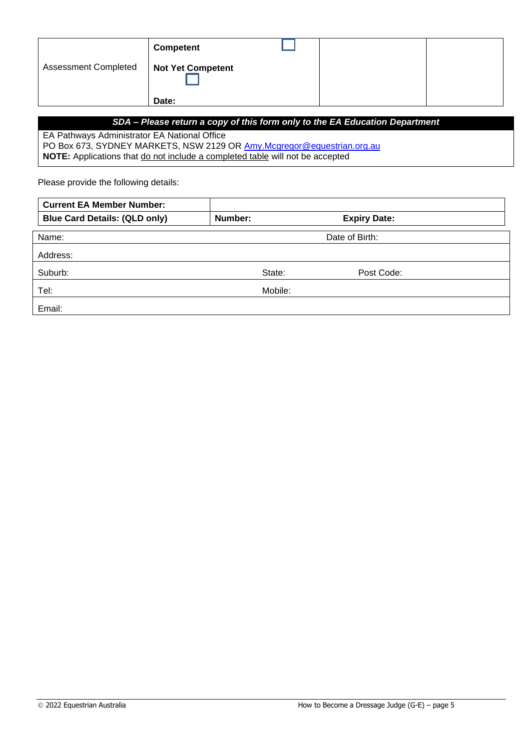| | | | |
|---|---|---|---|
| Assessment Completed | **Competent** ☐<br>**Not Yet Competent** ☐<br>**Date:** | | |

***SDA – Please return a copy of this form only to the EA Education Department***

EA Pathways Administrator EA National Office
PO Box 673, SYDNEY MARKETS, NSW 2129 OR Amy.Mcgregor@equestrian.org.au
**NOTE:** Applications that do not include a completed table will not be accepted

Please provide the following details:

| | | |
|---|---|---|
| **Current EA Member Number:** | | |
| **Blue Card Details: (QLD only)** | **Number:** | **Expiry Date:** |

| | | |
|---|---|---|
| Name: | | Date of Birth: |
| Address: | | |
| Suburb: | State: | Post Code: |
| Tel: | Mobile: | |
| Email: | | |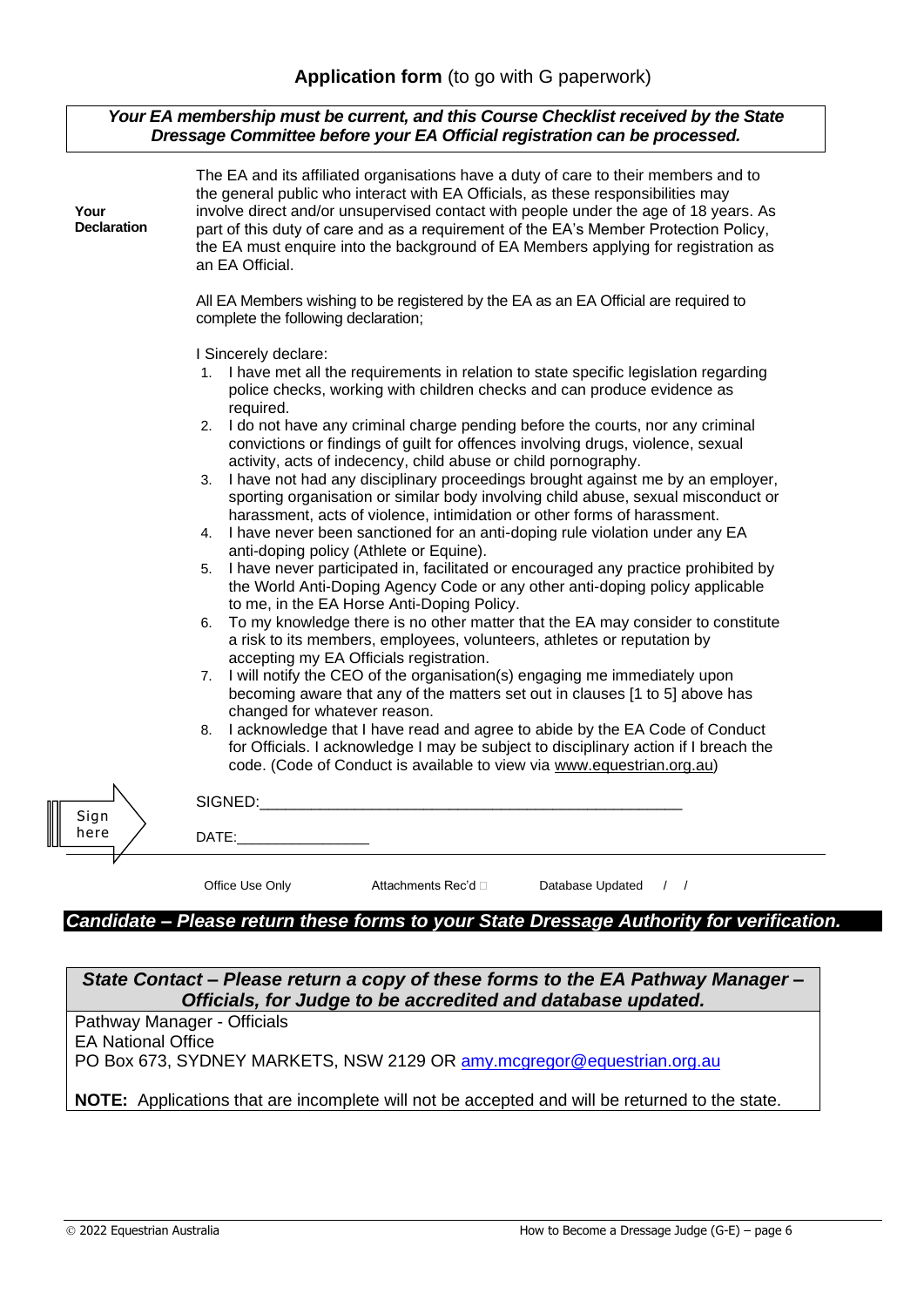## **Application form** (to go with G paperwork)

***Your EA membership must be current, and this Course Checklist received by the State Dressage Committee before your EA Official registration can be processed.***

**Your Declaration**

The EA and its affiliated organisations have a duty of care to their members and to the general public who interact with EA Officials, as these responsibilities may involve direct and/or unsupervised contact with people under the age of 18 years. As part of this duty of care and as a requirement of the EA's Member Protection Policy, the EA must enquire into the background of EA Members applying for registration as an EA Official.

All EA Members wishing to be registered by the EA as an EA Official are required to complete the following declaration;

I Sincerely declare:

1. I have met all the requirements in relation to state specific legislation regarding police checks, working with children checks and can produce evidence as required.
2. I do not have any criminal charge pending before the courts, nor any criminal convictions or findings of guilt for offences involving drugs, violence, sexual activity, acts of indecency, child abuse or child pornography.
3. I have not had any disciplinary proceedings brought against me by an employer, sporting organisation or similar body involving child abuse, sexual misconduct or harassment, acts of violence, intimidation or other forms of harassment.
4. I have never been sanctioned for an anti-doping rule violation under any EA anti-doping policy (Athlete or Equine).
5. I have never participated in, facilitated or encouraged any practice prohibited by the World Anti-Doping Agency Code or any other anti-doping policy applicable to me, in the EA Horse Anti-Doping Policy.
6. To my knowledge there is no other matter that the EA may consider to constitute a risk to its members, employees, volunteers, athletes or reputation by accepting my EA Officials registration.
7. I will notify the CEO of the organisation(s) engaging me immediately upon becoming aware that any of the matters set out in clauses [1 to 5] above has changed for whatever reason.
8. I acknowledge that I have read and agree to abide by the EA Code of Conduct for Officials. I acknowledge I may be subject to disciplinary action if I breach the code. (Code of Conduct is available to view via www.equestrian.org.au)

Sign here

SIGNED:\_\_\_\_\_\_\_\_\_\_\_\_\_\_\_\_\_\_\_\_\_\_\_\_\_\_\_\_\_\_\_\_\_\_\_\_\_\_\_\_\_\_\_\_\_\_\_\_

DATE:\_\_\_\_\_\_\_\_\_\_\_\_\_\_\_\_

Office Use Only    Attachments Rec'd ☐    Database Updated / /

***Candidate – Please return these forms to your State Dressage Authority for verification.***

***State Contact – Please return a copy of these forms to the EA Pathway Manager – Officials, for Judge to be accredited and database updated.***

Pathway Manager - Officials
EA National Office
PO Box 673, SYDNEY MARKETS, NSW 2129 OR amy.mcgregor@equestrian.org.au

**NOTE:** Applications that are incomplete will not be accepted and will be returned to the state.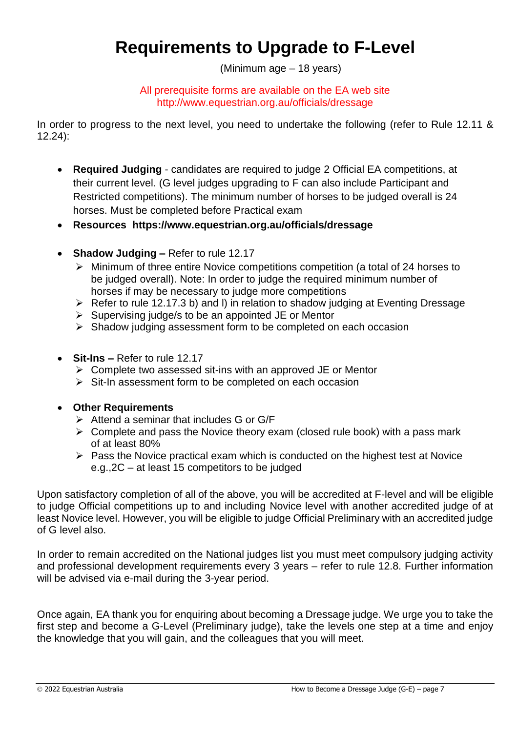# Requirements to Upgrade to F-Level

(Minimum age – 18 years)

All prerequisite forms are available on the EA web site
http://www.equestrian.org.au/officials/dressage

In order to progress to the next level, you need to undertake the following (refer to Rule 12.11 & 12.24):

- **Required Judging** - candidates are required to judge 2 Official EA competitions, at their current level. (G level judges upgrading to F can also include Participant and Restricted competitions). The minimum number of horses to be judged overall is 24 horses. Must be completed before Practical exam
- **Resources https://www.equestrian.org.au/officials/dressage**

- **Shadow Judging –** Refer to rule 12.17
  - Minimum of three entire Novice competitions competition (a total of 24 horses to be judged overall). Note: In order to judge the required minimum number of horses if may be necessary to judge more competitions
  - Refer to rule 12.17.3 b) and l) in relation to shadow judging at Eventing Dressage
  - Supervising judge/s to be an appointed JE or Mentor
  - Shadow judging assessment form to be completed on each occasion

- **Sit-Ins –** Refer to rule 12.17
  - Complete two assessed sit-ins with an approved JE or Mentor
  - Sit-In assessment form to be completed on each occasion

- **Other Requirements**
  - Attend a seminar that includes G or G/F
  - Complete and pass the Novice theory exam (closed rule book) with a pass mark of at least 80%
  - Pass the Novice practical exam which is conducted on the highest test at Novice e.g.,2C – at least 15 competitors to be judged

Upon satisfactory completion of all of the above, you will be accredited at F-level and will be eligible to judge Official competitions up to and including Novice level with another accredited judge of at least Novice level. However, you will be eligible to judge Official Preliminary with an accredited judge of G level also.

In order to remain accredited on the National judges list you must meet compulsory judging activity and professional development requirements every 3 years – refer to rule 12.8. Further information will be advised via e-mail during the 3-year period.

Once again, EA thank you for enquiring about becoming a Dressage judge. We urge you to take the first step and become a G-Level (Preliminary judge), take the levels one step at a time and enjoy the knowledge that you will gain, and the colleagues that you will meet.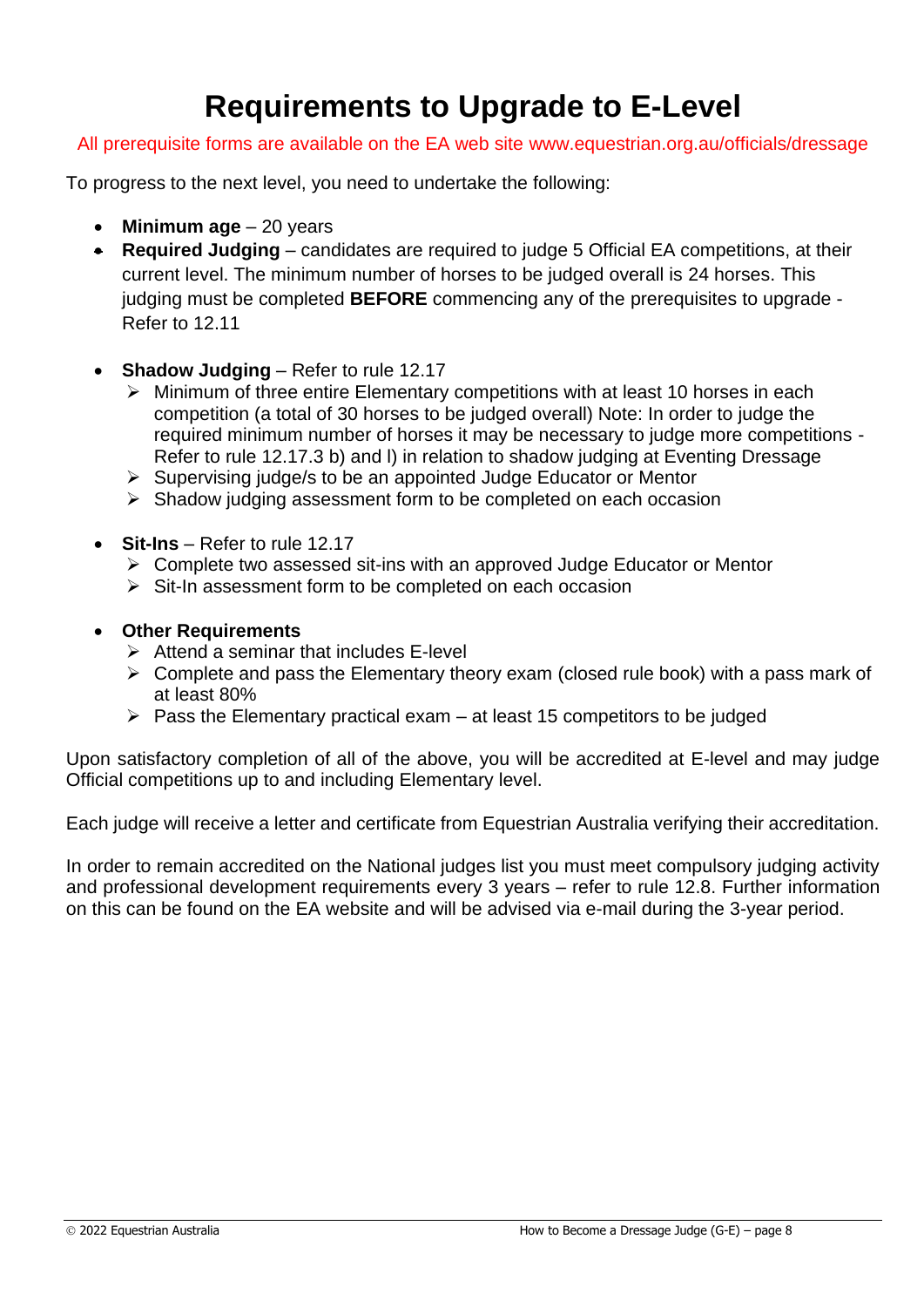# Requirements to Upgrade to E-Level

All prerequisite forms are available on the EA web site www.equestrian.org.au/officials/dressage

To progress to the next level, you need to undertake the following:

- **Minimum age** – 20 years
- **Required Judging** – candidates are required to judge 5 Official EA competitions, at their current level. The minimum number of horses to be judged overall is 24 horses. This judging must be completed **BEFORE** commencing any of the prerequisites to upgrade - Refer to 12.11

- **Shadow Judging** – Refer to rule 12.17
  - Minimum of three entire Elementary competitions with at least 10 horses in each competition (a total of 30 horses to be judged overall) Note: In order to judge the required minimum number of horses it may be necessary to judge more competitions - Refer to rule 12.17.3 b) and l) in relation to shadow judging at Eventing Dressage
  - Supervising judge/s to be an appointed Judge Educator or Mentor
  - Shadow judging assessment form to be completed on each occasion

- **Sit-Ins** – Refer to rule 12.17
  - Complete two assessed sit-ins with an approved Judge Educator or Mentor
  - Sit-In assessment form to be completed on each occasion

- **Other Requirements**
  - Attend a seminar that includes E-level
  - Complete and pass the Elementary theory exam (closed rule book) with a pass mark of at least 80%
  - Pass the Elementary practical exam – at least 15 competitors to be judged

Upon satisfactory completion of all of the above, you will be accredited at E-level and may judge Official competitions up to and including Elementary level.

Each judge will receive a letter and certificate from Equestrian Australia verifying their accreditation.

In order to remain accredited on the National judges list you must meet compulsory judging activity and professional development requirements every 3 years – refer to rule 12.8. Further information on this can be found on the EA website and will be advised via e-mail during the 3-year period.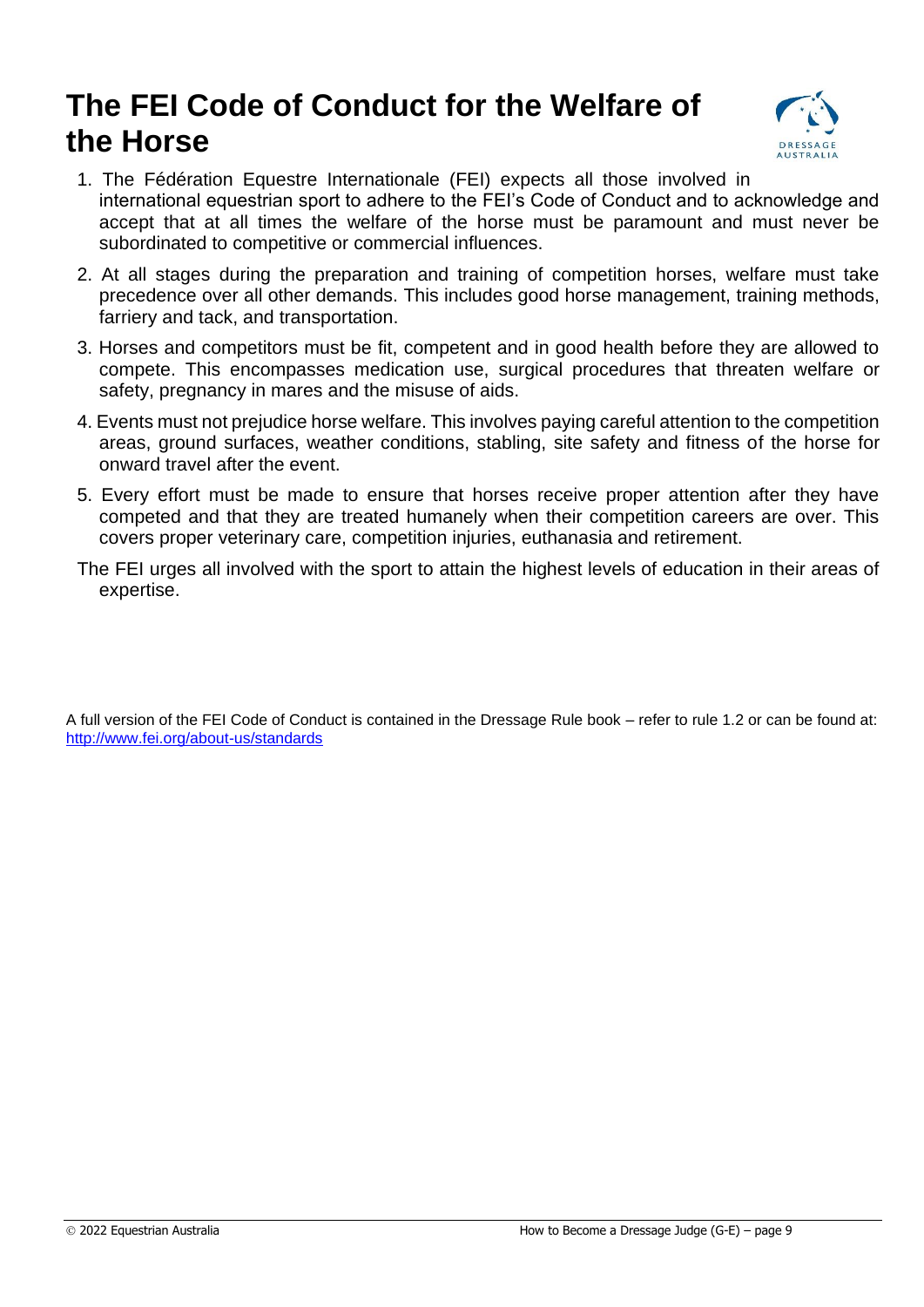# The FEI Code of Conduct for the Welfare of the Horse

1. The Fédération Equestre Internationale (FEI) expects all those involved in international equestrian sport to adhere to the FEI's Code of Conduct and to acknowledge and accept that at all times the welfare of the horse must be paramount and must never be subordinated to competitive or commercial influences.
2. At all stages during the preparation and training of competition horses, welfare must take precedence over all other demands. This includes good horse management, training methods, farriery and tack, and transportation.
3. Horses and competitors must be fit, competent and in good health before they are allowed to compete. This encompasses medication use, surgical procedures that threaten welfare or safety, pregnancy in mares and the misuse of aids.
4. Events must not prejudice horse welfare. This involves paying careful attention to the competition areas, ground surfaces, weather conditions, stabling, site safety and fitness of the horse for onward travel after the event.
5. Every effort must be made to ensure that horses receive proper attention after they have competed and that they are treated humanely when their competition careers are over. This covers proper veterinary care, competition injuries, euthanasia and retirement.

The FEI urges all involved with the sport to attain the highest levels of education in their areas of expertise.

A full version of the FEI Code of Conduct is contained in the Dressage Rule book – refer to rule 1.2 or can be found at: [http://www.fei.org/about-us/standards](http://www.fei.org/about-us/standards)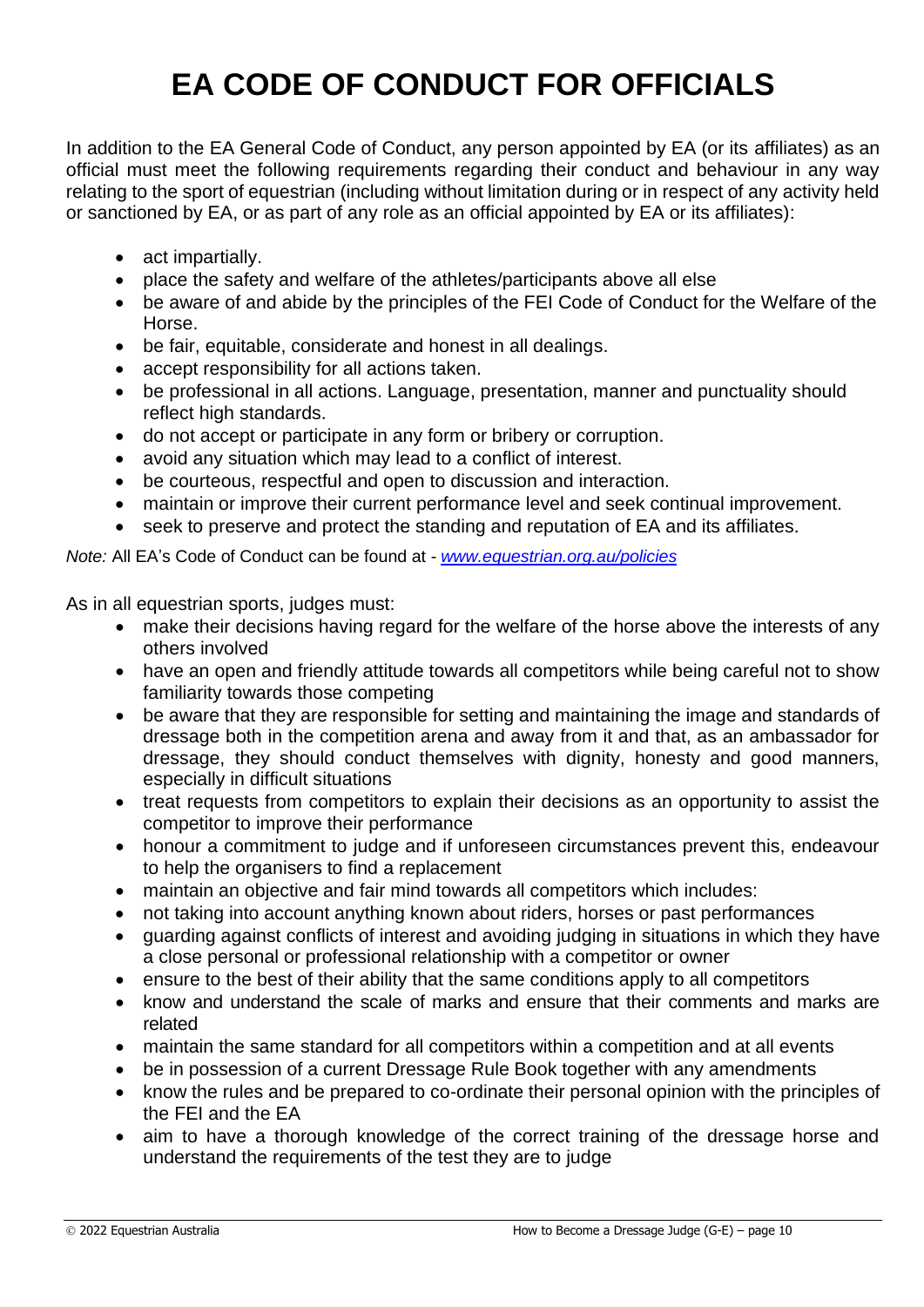# EA CODE OF CONDUCT FOR OFFICIALS

In addition to the EA General Code of Conduct, any person appointed by EA (or its affiliates) as an official must meet the following requirements regarding their conduct and behaviour in any way relating to the sport of equestrian (including without limitation during or in respect of any activity held or sanctioned by EA, or as part of any role as an official appointed by EA or its affiliates):

- act impartially.
- place the safety and welfare of the athletes/participants above all else
- be aware of and abide by the principles of the FEI Code of Conduct for the Welfare of the Horse.
- be fair, equitable, considerate and honest in all dealings.
- accept responsibility for all actions taken.
- be professional in all actions. Language, presentation, manner and punctuality should reflect high standards.
- do not accept or participate in any form or bribery or corruption.
- avoid any situation which may lead to a conflict of interest.
- be courteous, respectful and open to discussion and interaction.
- maintain or improve their current performance level and seek continual improvement.
- seek to preserve and protect the standing and reputation of EA and its affiliates.

*Note:* All EA's Code of Conduct can be found at - *www.equestrian.org.au/policies*

As in all equestrian sports, judges must:

- make their decisions having regard for the welfare of the horse above the interests of any others involved
- have an open and friendly attitude towards all competitors while being careful not to show familiarity towards those competing
- be aware that they are responsible for setting and maintaining the image and standards of dressage both in the competition arena and away from it and that, as an ambassador for dressage, they should conduct themselves with dignity, honesty and good manners, especially in difficult situations
- treat requests from competitors to explain their decisions as an opportunity to assist the competitor to improve their performance
- honour a commitment to judge and if unforeseen circumstances prevent this, endeavour to help the organisers to find a replacement
- maintain an objective and fair mind towards all competitors which includes:
- not taking into account anything known about riders, horses or past performances
- guarding against conflicts of interest and avoiding judging in situations in which they have a close personal or professional relationship with a competitor or owner
- ensure to the best of their ability that the same conditions apply to all competitors
- know and understand the scale of marks and ensure that their comments and marks are related
- maintain the same standard for all competitors within a competition and at all events
- be in possession of a current Dressage Rule Book together with any amendments
- know the rules and be prepared to co-ordinate their personal opinion with the principles of the FEI and the EA
- aim to have a thorough knowledge of the correct training of the dressage horse and understand the requirements of the test they are to judge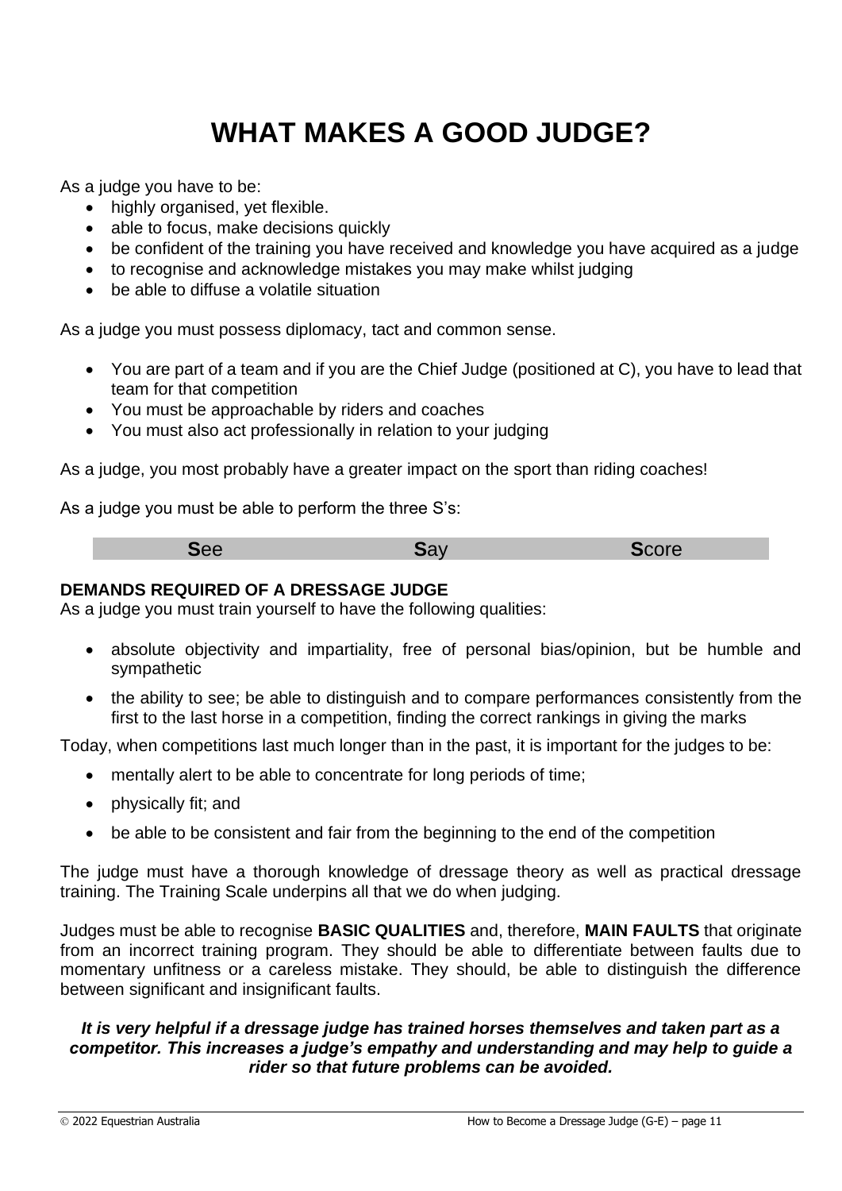# WHAT MAKES A GOOD JUDGE?

As a judge you have to be:

- highly organised, yet flexible.
- able to focus, make decisions quickly
- be confident of the training you have received and knowledge you have acquired as a judge
- to recognise and acknowledge mistakes you may make whilst judging
- be able to diffuse a volatile situation

As a judge you must possess diplomacy, tact and common sense.

- You are part of a team and if you are the Chief Judge (positioned at C), you have to lead that team for that competition
- You must be approachable by riders and coaches
- You must also act professionally in relation to your judging

As a judge, you most probably have a greater impact on the sport than riding coaches!

As a judge you must be able to perform the three S's:

| **S**ee | **S**ay | **S**core |
|---|---|---|

**DEMANDS REQUIRED OF A DRESSAGE JUDGE**

As a judge you must train yourself to have the following qualities:

- absolute objectivity and impartiality, free of personal bias/opinion, but be humble and sympathetic
- the ability to see; be able to distinguish and to compare performances consistently from the first to the last horse in a competition, finding the correct rankings in giving the marks

Today, when competitions last much longer than in the past, it is important for the judges to be:

- mentally alert to be able to concentrate for long periods of time;
- physically fit; and
- be able to be consistent and fair from the beginning to the end of the competition

The judge must have a thorough knowledge of dressage theory as well as practical dressage training. The Training Scale underpins all that we do when judging.

Judges must be able to recognise **BASIC QUALITIES** and, therefore, **MAIN FAULTS** that originate from an incorrect training program. They should be able to differentiate between faults due to momentary unfitness or a careless mistake. They should, be able to distinguish the difference between significant and insignificant faults.

***It is very helpful if a dressage judge has trained horses themselves and taken part as a competitor. This increases a judge's empathy and understanding and may help to guide a rider so that future problems can be avoided.***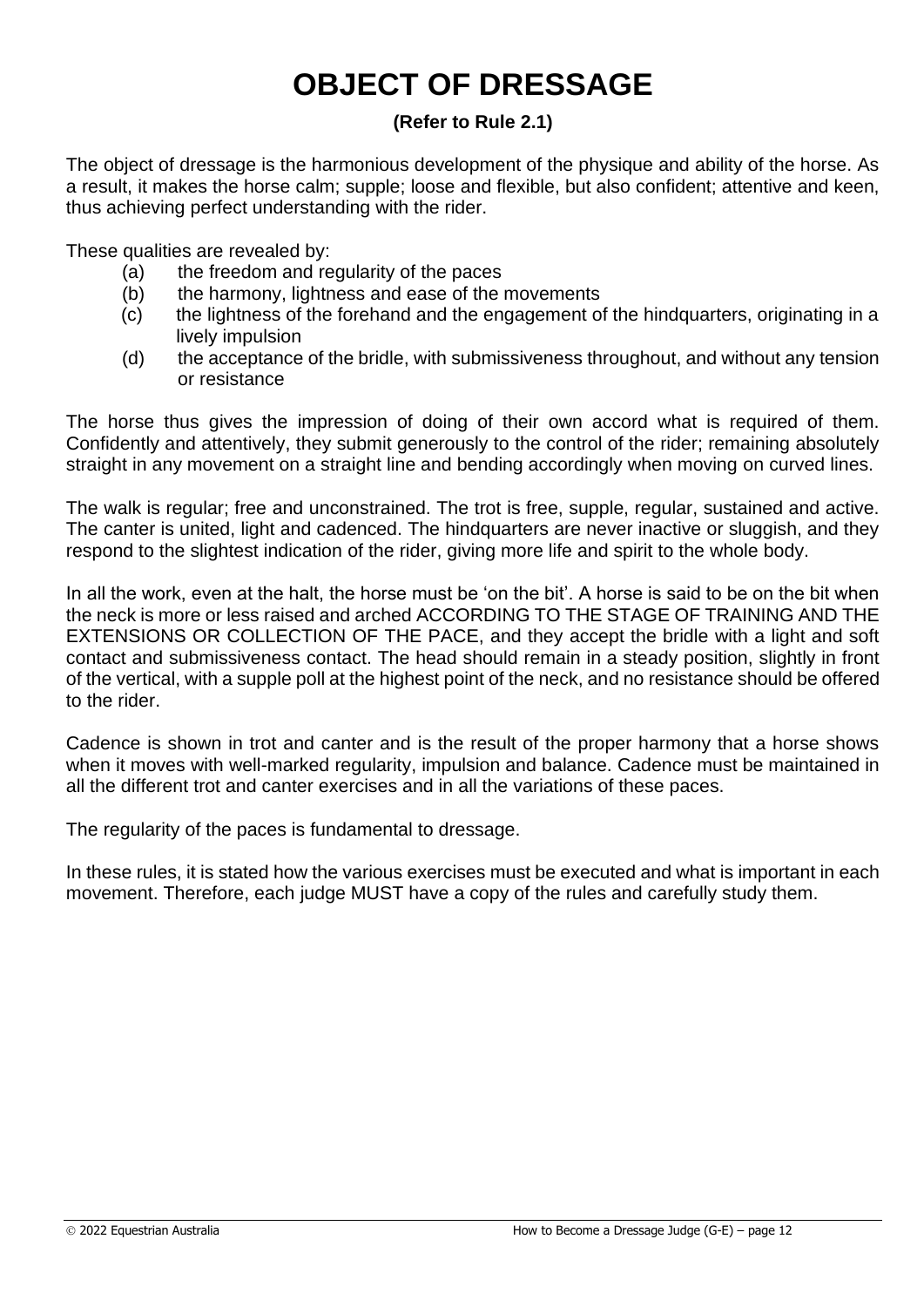# OBJECT OF DRESSAGE

**(Refer to Rule 2.1)**

The object of dressage is the harmonious development of the physique and ability of the horse. As a result, it makes the horse calm; supple; loose and flexible, but also confident; attentive and keen, thus achieving perfect understanding with the rider.

These qualities are revealed by:

(a) the freedom and regularity of the paces
(b) the harmony, lightness and ease of the movements
(c) the lightness of the forehand and the engagement of the hindquarters, originating in a lively impulsion
(d) the acceptance of the bridle, with submissiveness throughout, and without any tension or resistance

The horse thus gives the impression of doing of their own accord what is required of them. Confidently and attentively, they submit generously to the control of the rider; remaining absolutely straight in any movement on a straight line and bending accordingly when moving on curved lines.

The walk is regular; free and unconstrained. The trot is free, supple, regular, sustained and active. The canter is united, light and cadenced. The hindquarters are never inactive or sluggish, and they respond to the slightest indication of the rider, giving more life and spirit to the whole body.

In all the work, even at the halt, the horse must be 'on the bit'. A horse is said to be on the bit when the neck is more or less raised and arched ACCORDING TO THE STAGE OF TRAINING AND THE EXTENSIONS OR COLLECTION OF THE PACE, and they accept the bridle with a light and soft contact and submissiveness contact. The head should remain in a steady position, slightly in front of the vertical, with a supple poll at the highest point of the neck, and no resistance should be offered to the rider.

Cadence is shown in trot and canter and is the result of the proper harmony that a horse shows when it moves with well-marked regularity, impulsion and balance. Cadence must be maintained in all the different trot and canter exercises and in all the variations of these paces.

The regularity of the paces is fundamental to dressage.

In these rules, it is stated how the various exercises must be executed and what is important in each movement. Therefore, each judge MUST have a copy of the rules and carefully study them.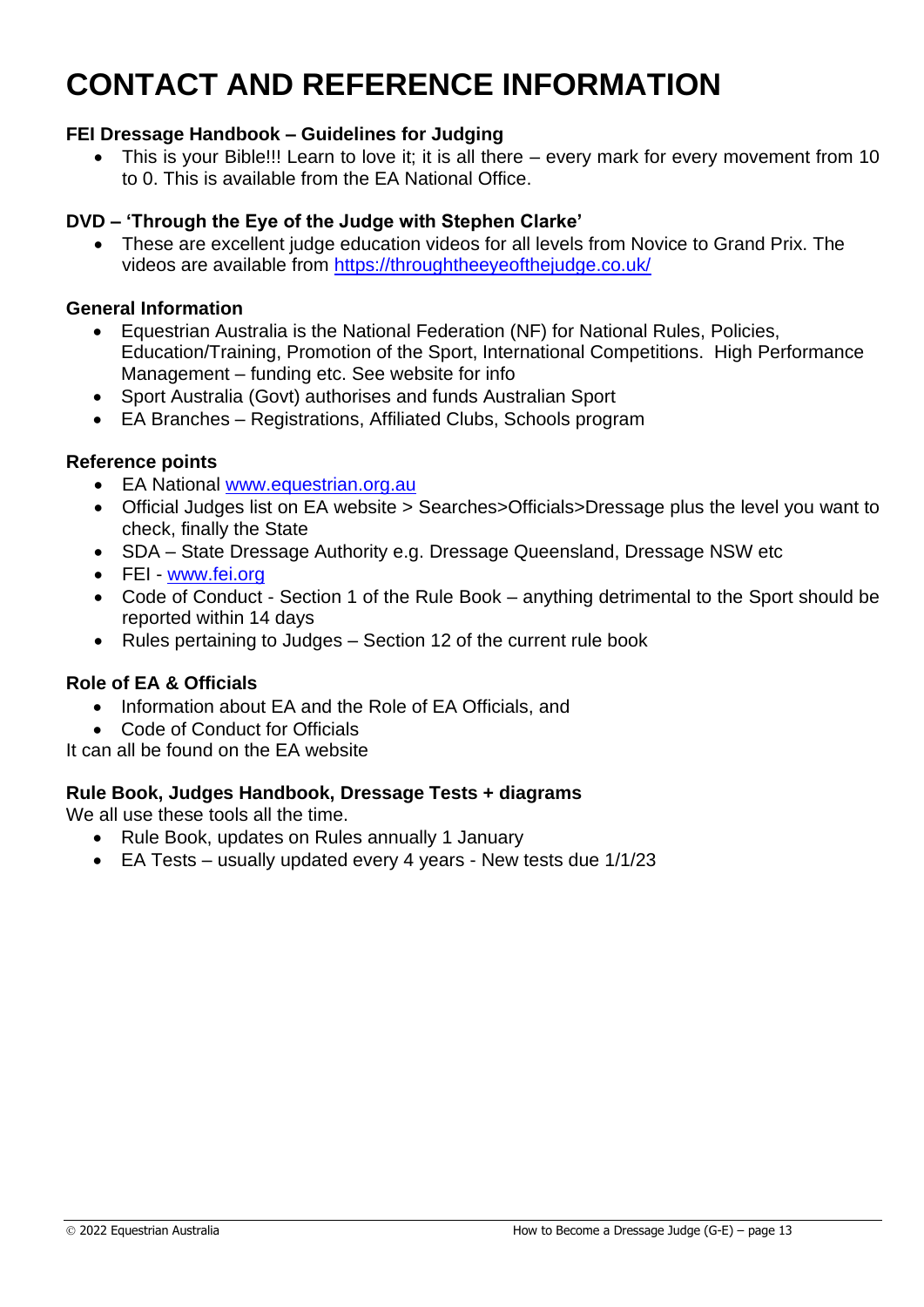# CONTACT AND REFERENCE INFORMATION

**FEI Dressage Handbook – Guidelines for Judging**

- This is your Bible!!! Learn to love it; it is all there – every mark for every movement from 10 to 0. This is available from the EA National Office.

**DVD – 'Through the Eye of the Judge with Stephen Clarke'**

- These are excellent judge education videos for all levels from Novice to Grand Prix. The videos are available from https://throughtheeyeofthejudge.co.uk/

**General Information**

- Equestrian Australia is the National Federation (NF) for National Rules, Policies, Education/Training, Promotion of the Sport, International Competitions. High Performance Management – funding etc. See website for info
- Sport Australia (Govt) authorises and funds Australian Sport
- EA Branches – Registrations, Affiliated Clubs, Schools program

**Reference points**

- EA National www.equestrian.org.au
- Official Judges list on EA website > Searches>Officials>Dressage plus the level you want to check, finally the State
- SDA – State Dressage Authority e.g. Dressage Queensland, Dressage NSW etc
- FEI - www.fei.org
- Code of Conduct - Section 1 of the Rule Book – anything detrimental to the Sport should be reported within 14 days
- Rules pertaining to Judges – Section 12 of the current rule book

**Role of EA & Officials**

- Information about EA and the Role of EA Officials, and
- Code of Conduct for Officials

It can all be found on the EA website

**Rule Book, Judges Handbook, Dressage Tests + diagrams**

We all use these tools all the time.

- Rule Book, updates on Rules annually 1 January
- EA Tests – usually updated every 4 years - New tests due 1/1/23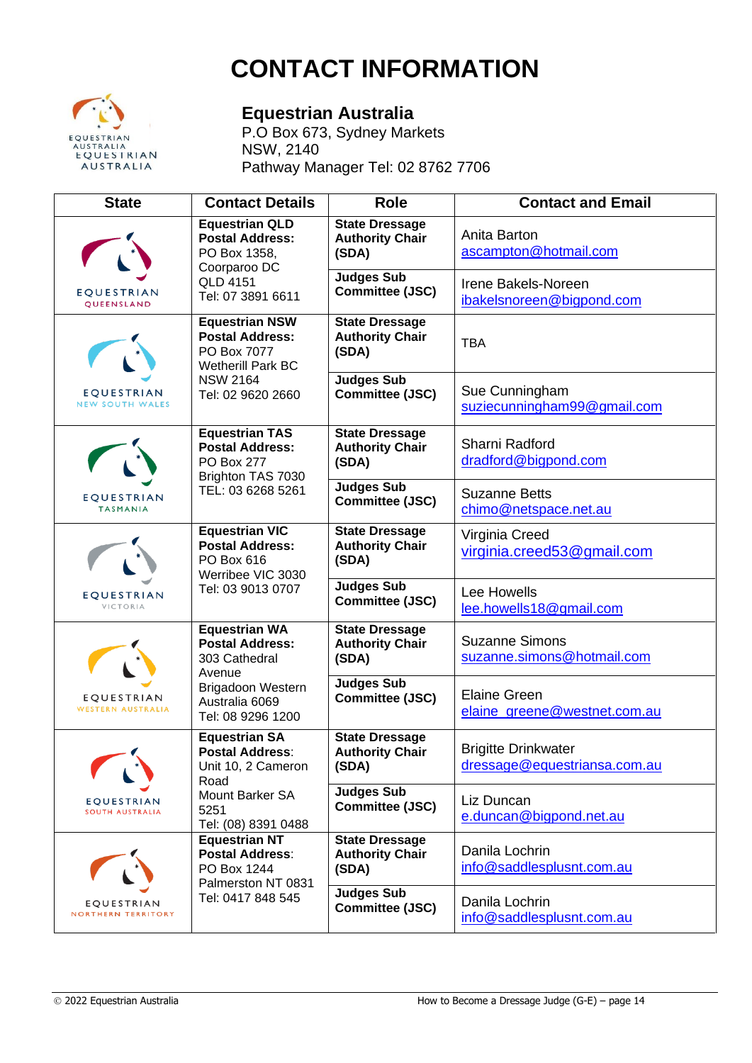# CONTACT INFORMATION

EQUESTRIAN AUSTRALIA

## Equestrian Australia

P.O Box 673, Sydney Markets
NSW, 2140
Pathway Manager Tel: 02 8762 7706

| State | Contact Details | Role | Contact and Email |
|---|---|---|---|
| EQUESTRIAN QUEENSLAND | **Equestrian QLD** **Postal Address:** PO Box 1358, Coorparoo DC QLD 4151 Tel: 07 3891 6611 | **State Dressage Authority Chair (SDA)** | Anita Barton ascampton@hotmail.com |
| | | **Judges Sub Committee (JSC)** | Irene Bakels-Noreen ibakelsnoreen@bigpond.com |
| EQUESTRIAN NEW SOUTH WALES | **Equestrian NSW** **Postal Address:** PO Box 7077 Wetherill Park BC NSW 2164 Tel: 02 9620 2660 | **State Dressage Authority Chair (SDA)** | TBA |
| | | **Judges Sub Committee (JSC)** | Sue Cunningham suziecunningham99@gmail.com |
| EQUESTRIAN TASMANIA | **Equestrian TAS** **Postal Address:** PO Box 277 Brighton TAS 7030 TEL: 03 6268 5261 | **State Dressage Authority Chair (SDA)** | Sharni Radford dradford@bigpond.com |
| | | **Judges Sub Committee (JSC)** | Suzanne Betts chimo@netspace.net.au |
| EQUESTRIAN VICTORIA | **Equestrian VIC** **Postal Address:** PO Box 616 Werribee VIC 3030 Tel: 03 9013 0707 | **State Dressage Authority Chair (SDA)** | Virginia Creed virginia.creed53@gmail.com |
| | | **Judges Sub Committee (JSC)** | Lee Howells lee.howells18@gmail.com |
| EQUESTRIAN WESTERN AUSTRALIA | **Equestrian WA** **Postal Address:** 303 Cathedral Avenue Brigadoon Western Australia 6069 Tel: 08 9296 1200 | **State Dressage Authority Chair (SDA)** | Suzanne Simons suzanne.simons@hotmail.com |
| | | **Judges Sub Committee (JSC)** | Elaine Green elaine_greene@westnet.com.au |
| EQUESTRIAN SOUTH AUSTRALIA | **Equestrian SA** **Postal Address**: Unit 10, 2 Cameron Road Mount Barker SA 5251 Tel: (08) 8391 0488 | **State Dressage Authority Chair (SDA)** | Brigitte Drinkwater dressage@equestriansa.com.au |
| | | **Judges Sub Committee (JSC)** | Liz Duncan e.duncan@bigpond.net.au |
| EQUESTRIAN NORTHERN TERRITORY | **Equestrian NT** **Postal Address**: PO Box 1244 Palmerston NT 0831 Tel: 0417 848 545 | **State Dressage Authority Chair (SDA)** | Danila Lochrin info@saddlesplusnt.com.au |
| | | **Judges Sub Committee (JSC)** | Danila Lochrin info@saddlesplusnt.com.au |